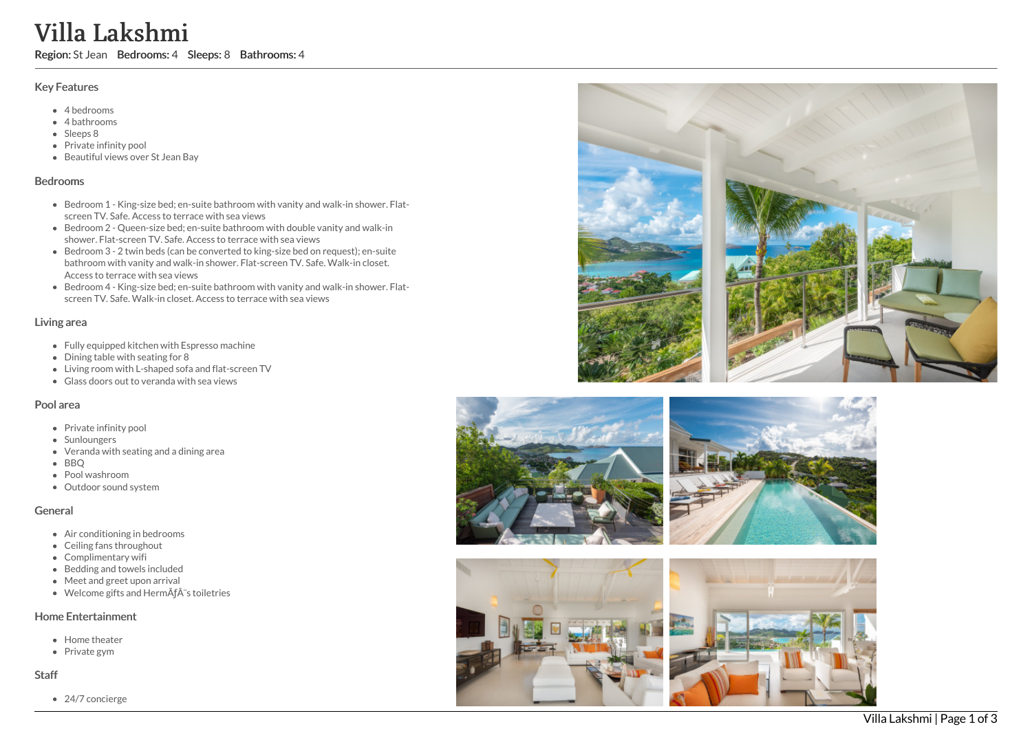# Villa Lakshmi

**Region:** St Jean **Bedrooms:** 4 **Sleeps:** 8 **Bathrooms:** 4

## Key Features

- 4 bedrooms
- 4 bathrooms
- Sleeps 8
- Private infinity pool
- Beautiful views over St Jean Bay

## Bedrooms

- Bedroom 1 - King-size bed; en-suite bathroom with vanity and walk-in shower. Flat-screen TV. Safe. Access to terrace with sea views
- Bedroom 2 - Queen-size bed; en-suite bathroom with double vanity and walk-in shower. Flat-screen TV. Safe. Access to terrace with sea views
- Bedroom 3 - 2 twin beds (can be converted to king-size bed on request); en-suite bathroom with vanity and walk-in shower. Flat-screen TV. Safe. Walk-in closet. Access to terrace with sea views
- Bedroom 4 - King-size bed; en-suite bathroom with vanity and walk-in shower. Flat-screen TV. Safe. Walk-in closet. Access to terrace with sea views

## Living area

- Fully equipped kitchen with Espresso machine
- Dining table with seating for 8
- Living room with L-shaped sofa and flat-screen TV
- Glass doors out to veranda with sea views

## Pool area

- Private infinity pool
- Sunloungers
- Veranda with seating and a dining area
- BBQ
- Pool washroom
- Outdoor sound system

## General

- Air conditioning in bedrooms
- Ceiling fans throughout
- Complimentary wifi
- Bedding and towels included
- Meet and greet upon arrival
- Welcome gifts and HermÃƒÂ¨s toiletries

## Home Entertainment

- Home theater
- Private gym

## Staff

- 24/7 concierge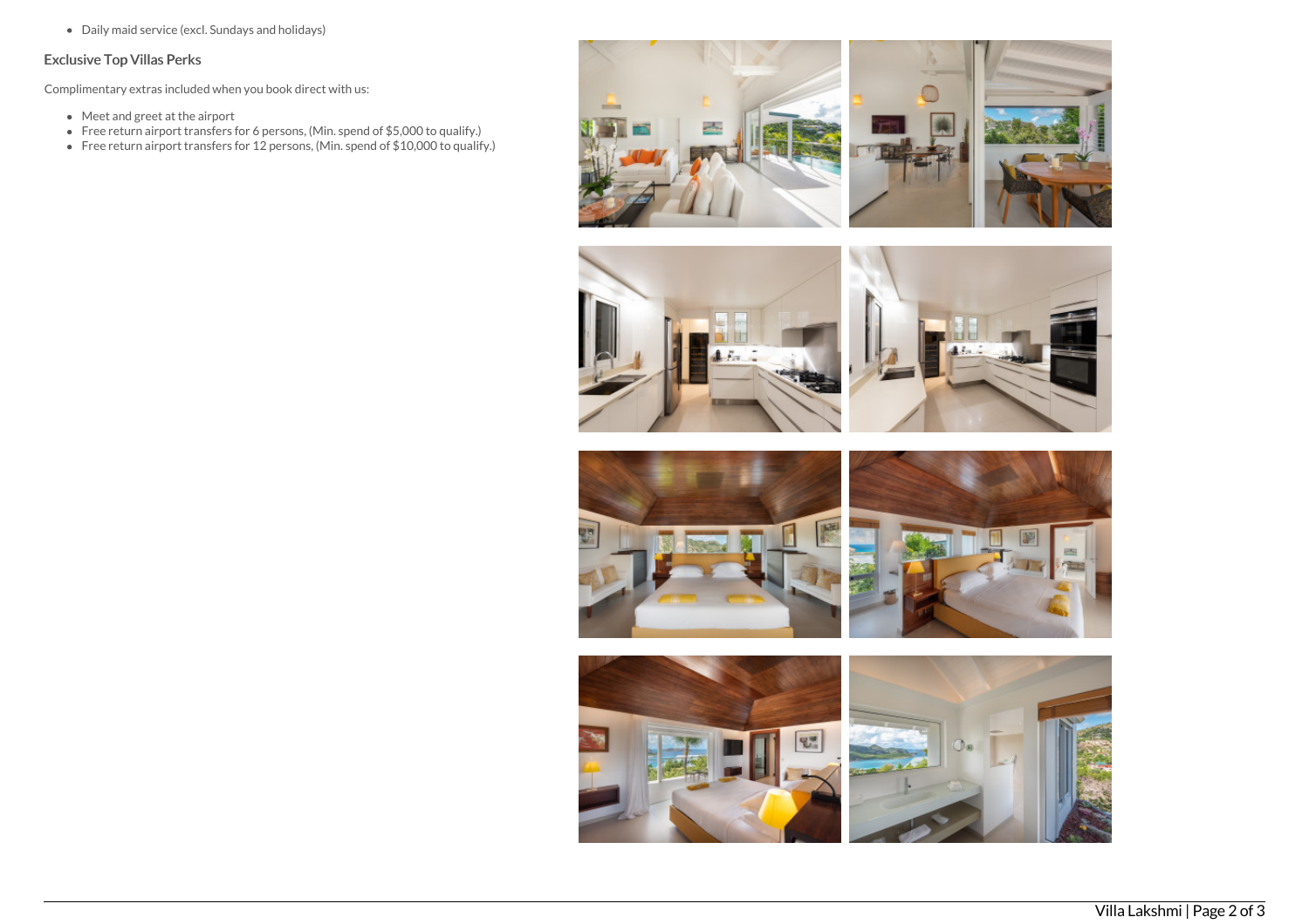- Daily maid service (excl. Sundays and holidays)

### Exclusive Top Villas Perks

Complimentary extras included when you book direct with us:

- Meet and greet at the airport
- Free return airport transfers for 6 persons, (Min. spend of $5,000 to qualify.)
- Free return airport transfers for 12 persons, (Min. spend of $10,000 to qualify.)